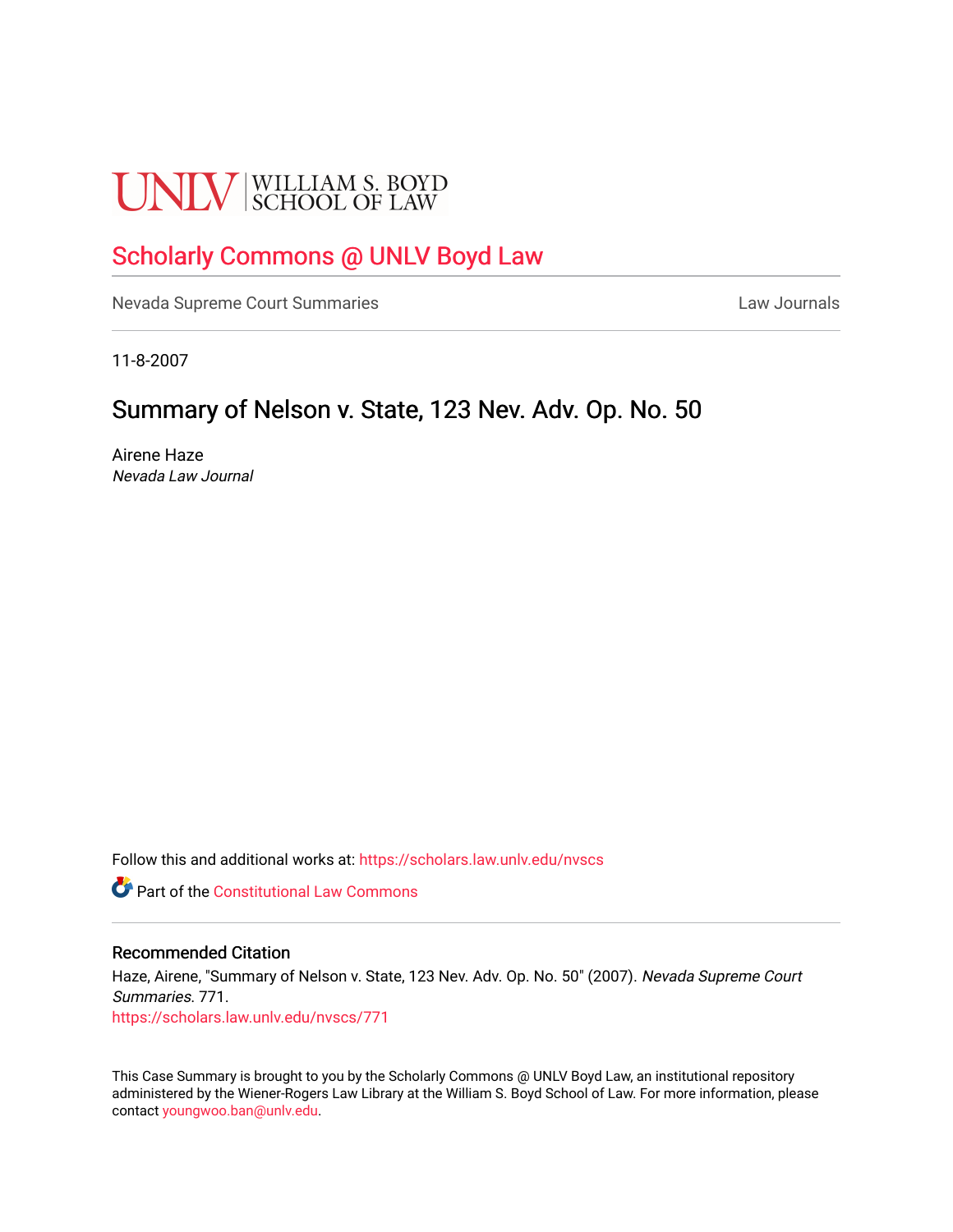UNLV | WILLIAM S. BOYD SCHOOL OF LAW

Scholarly Commons @ UNLV Boyd Law

Nevada Supreme Court Summaries

Law Journals

11-8-2007

# Summary of Nelson v. State, 123 Nev. Adv. Op. No. 50

Airene Haze
*Nevada Law Journal*

Follow this and additional works at: https://scholars.law.unlv.edu/nvscs

Part of the Constitutional Law Commons

### Recommended Citation

Haze, Airene, "Summary of Nelson v. State, 123 Nev. Adv. Op. No. 50" (2007). *Nevada Supreme Court Summaries*. 771.
https://scholars.law.unlv.edu/nvscs/771

This Case Summary is brought to you by the Scholarly Commons @ UNLV Boyd Law, an institutional repository administered by the Wiener-Rogers Law Library at the William S. Boyd School of Law. For more information, please contact youngwoo.ban@unlv.edu.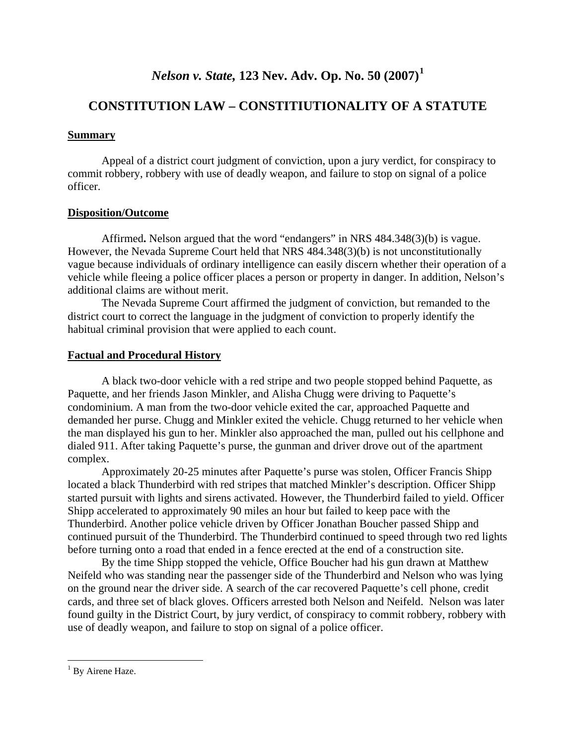# *Nelson v. State,* 123 Nev. Adv. Op. No. 50 (2007)[1]

## CONSTITUTION LAW – CONSTITIUTIONALITY OF A STATUTE

### Summary

Appeal of a district court judgment of conviction, upon a jury verdict, for conspiracy to commit robbery, robbery with use of deadly weapon, and failure to stop on signal of a police officer.

### Disposition/Outcome

Affirmed**.** Nelson argued that the word "endangers" in NRS 484.348(3)(b) is vague. However, the Nevada Supreme Court held that NRS 484.348(3)(b) is not unconstitutionally vague because individuals of ordinary intelligence can easily discern whether their operation of a vehicle while fleeing a police officer places a person or property in danger. In addition, Nelson's additional claims are without merit.

The Nevada Supreme Court affirmed the judgment of conviction, but remanded to the district court to correct the language in the judgment of conviction to properly identify the habitual criminal provision that were applied to each count.

### Factual and Procedural History

A black two-door vehicle with a red stripe and two people stopped behind Paquette, as Paquette, and her friends Jason Minkler, and Alisha Chugg were driving to Paquette's condominium. A man from the two-door vehicle exited the car, approached Paquette and demanded her purse. Chugg and Minkler exited the vehicle. Chugg returned to her vehicle when the man displayed his gun to her. Minkler also approached the man, pulled out his cellphone and dialed 911. After taking Paquette's purse, the gunman and driver drove out of the apartment complex.

Approximately 20-25 minutes after Paquette's purse was stolen, Officer Francis Shipp located a black Thunderbird with red stripes that matched Minkler's description. Officer Shipp started pursuit with lights and sirens activated. However, the Thunderbird failed to yield. Officer Shipp accelerated to approximately 90 miles an hour but failed to keep pace with the Thunderbird. Another police vehicle driven by Officer Jonathan Boucher passed Shipp and continued pursuit of the Thunderbird. The Thunderbird continued to speed through two red lights before turning onto a road that ended in a fence erected at the end of a construction site.

By the time Shipp stopped the vehicle, Office Boucher had his gun drawn at Matthew Neifeld who was standing near the passenger side of the Thunderbird and Nelson who was lying on the ground near the driver side. A search of the car recovered Paquette's cell phone, credit cards, and three set of black gloves. Officers arrested both Nelson and Neifeld. Nelson was later found guilty in the District Court, by jury verdict, of conspiracy to commit robbery, robbery with use of deadly weapon, and failure to stop on signal of a police officer.

---

[1] By Airene Haze.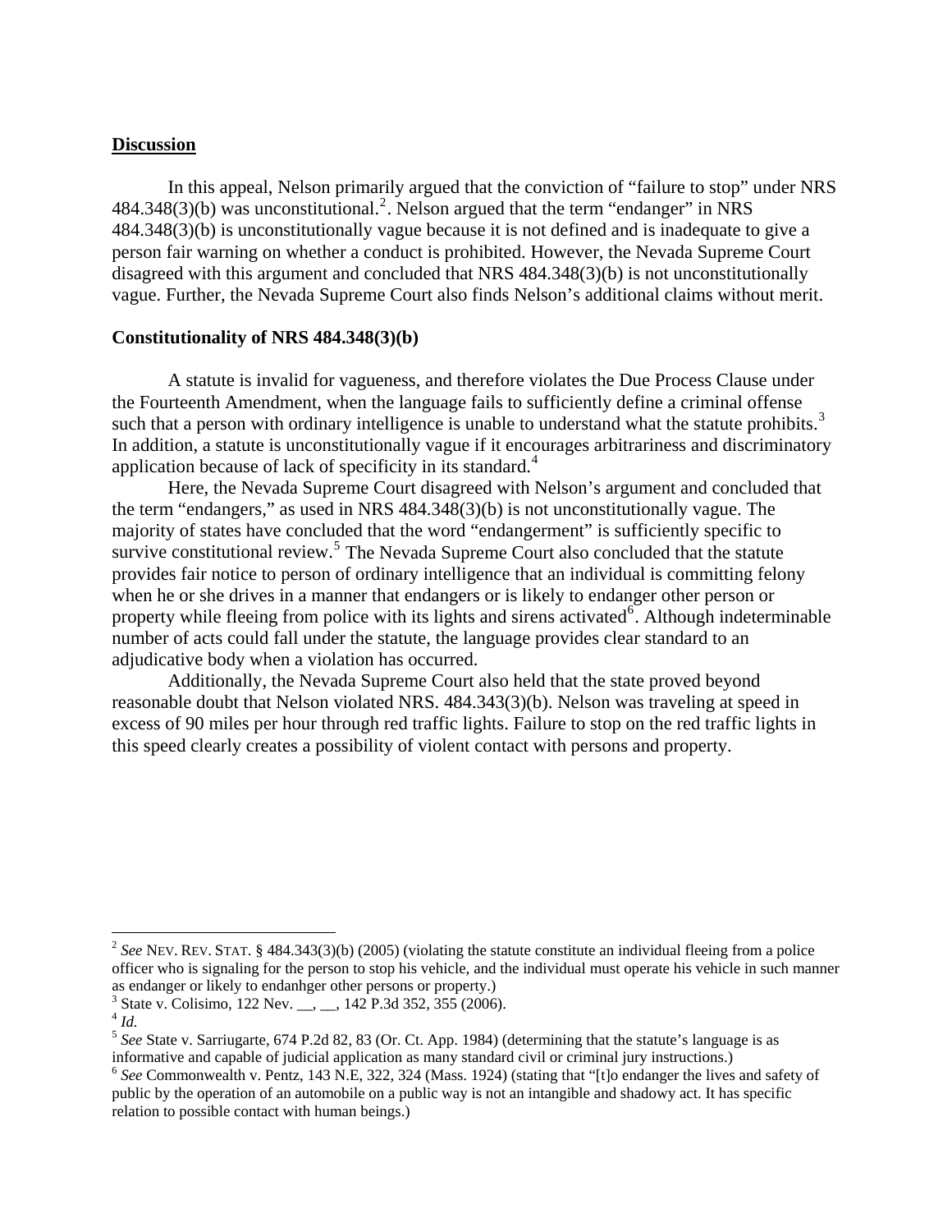## Discussion

In this appeal, Nelson primarily argued that the conviction of "failure to stop" under NRS 484.348(3)(b) was unconstitutional.[2]. Nelson argued that the term "endanger" in NRS 484.348(3)(b) is unconstitutionally vague because it is not defined and is inadequate to give a person fair warning on whether a conduct is prohibited. However, the Nevada Supreme Court disagreed with this argument and concluded that NRS 484.348(3)(b) is not unconstitutionally vague. Further, the Nevada Supreme Court also finds Nelson's additional claims without merit.

### Constitutionality of NRS 484.348(3)(b)

A statute is invalid for vagueness, and therefore violates the Due Process Clause under the Fourteenth Amendment, when the language fails to sufficiently define a criminal offense such that a person with ordinary intelligence is unable to understand what the statute prohibits.[3] In addition, a statute is unconstitutionally vague if it encourages arbitrariness and discriminatory application because of lack of specificity in its standard.[4]

Here, the Nevada Supreme Court disagreed with Nelson's argument and concluded that the term "endangers," as used in NRS 484.348(3)(b) is not unconstitutionally vague. The majority of states have concluded that the word "endangerment" is sufficiently specific to survive constitutional review.[5] The Nevada Supreme Court also concluded that the statute provides fair notice to person of ordinary intelligence that an individual is committing felony when he or she drives in a manner that endangers or is likely to endanger other person or property while fleeing from police with its lights and sirens activated[6]. Although indeterminable number of acts could fall under the statute, the language provides clear standard to an adjudicative body when a violation has occurred.

Additionally, the Nevada Supreme Court also held that the state proved beyond reasonable doubt that Nelson violated NRS. 484.343(3)(b). Nelson was traveling at speed in excess of 90 miles per hour through red traffic lights. Failure to stop on the red traffic lights in this speed clearly creates a possibility of violent contact with persons and property.

---

[2] *See* NEV. REV. STAT. § 484.343(3)(b) (2005) (violating the statute constitute an individual fleeing from a police officer who is signaling for the person to stop his vehicle, and the individual must operate his vehicle in such manner as endanger or likely to endanhger other persons or property.)

[3] State v. Colisimo, 122 Nev. __, __, 142 P.3d 352, 355 (2006).

[4] *Id.*

[5] *See* State v. Sarriugarte, 674 P.2d 82, 83 (Or. Ct. App. 1984) (determining that the statute's language is as informative and capable of judicial application as many standard civil or criminal jury instructions.)

[6] *See* Commonwealth v. Pentz, 143 N.E, 322, 324 (Mass. 1924) (stating that "[t]o endanger the lives and safety of public by the operation of an automobile on a public way is not an intangible and shadowy act. It has specific relation to possible contact with human beings.)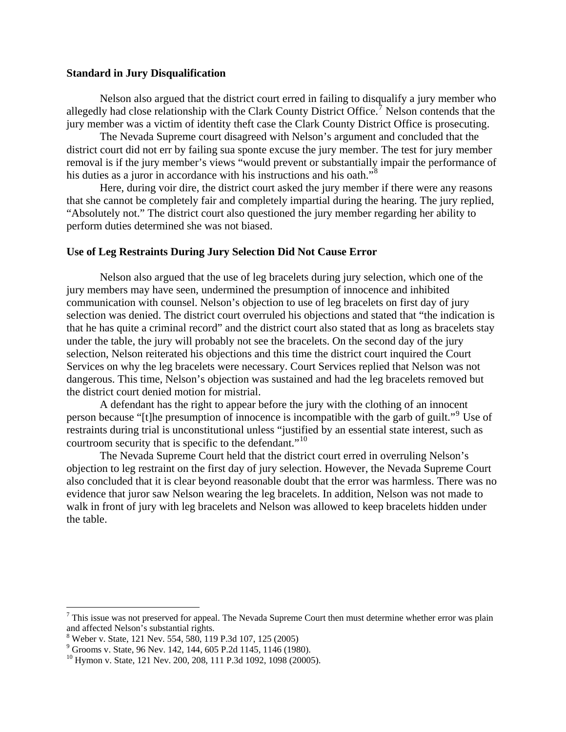**Standard in Jury Disqualification**

Nelson also argued that the district court erred in failing to disqualify a jury member who allegedly had close relationship with the Clark County District Office.[7] Nelson contends that the jury member was a victim of identity theft case the Clark County District Office is prosecuting.

The Nevada Supreme court disagreed with Nelson's argument and concluded that the district court did not err by failing sua sponte excuse the jury member. The test for jury member removal is if the jury member's views "would prevent or substantially impair the performance of his duties as a juror in accordance with his instructions and his oath."[8]

Here, during voir dire, the district court asked the jury member if there were any reasons that she cannot be completely fair and completely impartial during the hearing. The jury replied, "Absolutely not." The district court also questioned the jury member regarding her ability to perform duties determined she was not biased.

**Use of Leg Restraints During Jury Selection Did Not Cause Error**

Nelson also argued that the use of leg bracelets during jury selection, which one of the jury members may have seen, undermined the presumption of innocence and inhibited communication with counsel. Nelson's objection to use of leg bracelets on first day of jury selection was denied. The district court overruled his objections and stated that "the indication is that he has quite a criminal record" and the district court also stated that as long as bracelets stay under the table, the jury will probably not see the bracelets. On the second day of the jury selection, Nelson reiterated his objections and this time the district court inquired the Court Services on why the leg bracelets were necessary. Court Services replied that Nelson was not dangerous. This time, Nelson's objection was sustained and had the leg bracelets removed but the district court denied motion for mistrial.

A defendant has the right to appear before the jury with the clothing of an innocent person because "[t]he presumption of innocence is incompatible with the garb of guilt."[9] Use of restraints during trial is unconstitutional unless "justified by an essential state interest, such as courtroom security that is specific to the defendant."[10]

The Nevada Supreme Court held that the district court erred in overruling Nelson's objection to leg restraint on the first day of jury selection. However, the Nevada Supreme Court also concluded that it is clear beyond reasonable doubt that the error was harmless. There was no evidence that juror saw Nelson wearing the leg bracelets. In addition, Nelson was not made to walk in front of jury with leg bracelets and Nelson was allowed to keep bracelets hidden under the table.

---

[7] This issue was not preserved for appeal. The Nevada Supreme Court then must determine whether error was plain and affected Nelson's substantial rights.

[8] Weber v. State, 121 Nev. 554, 580, 119 P.3d 107, 125 (2005)

[9] Grooms v. State, 96 Nev. 142, 144, 605 P.2d 1145, 1146 (1980).

[10] Hymon v. State, 121 Nev. 200, 208, 111 P.3d 1092, 1098 (20005).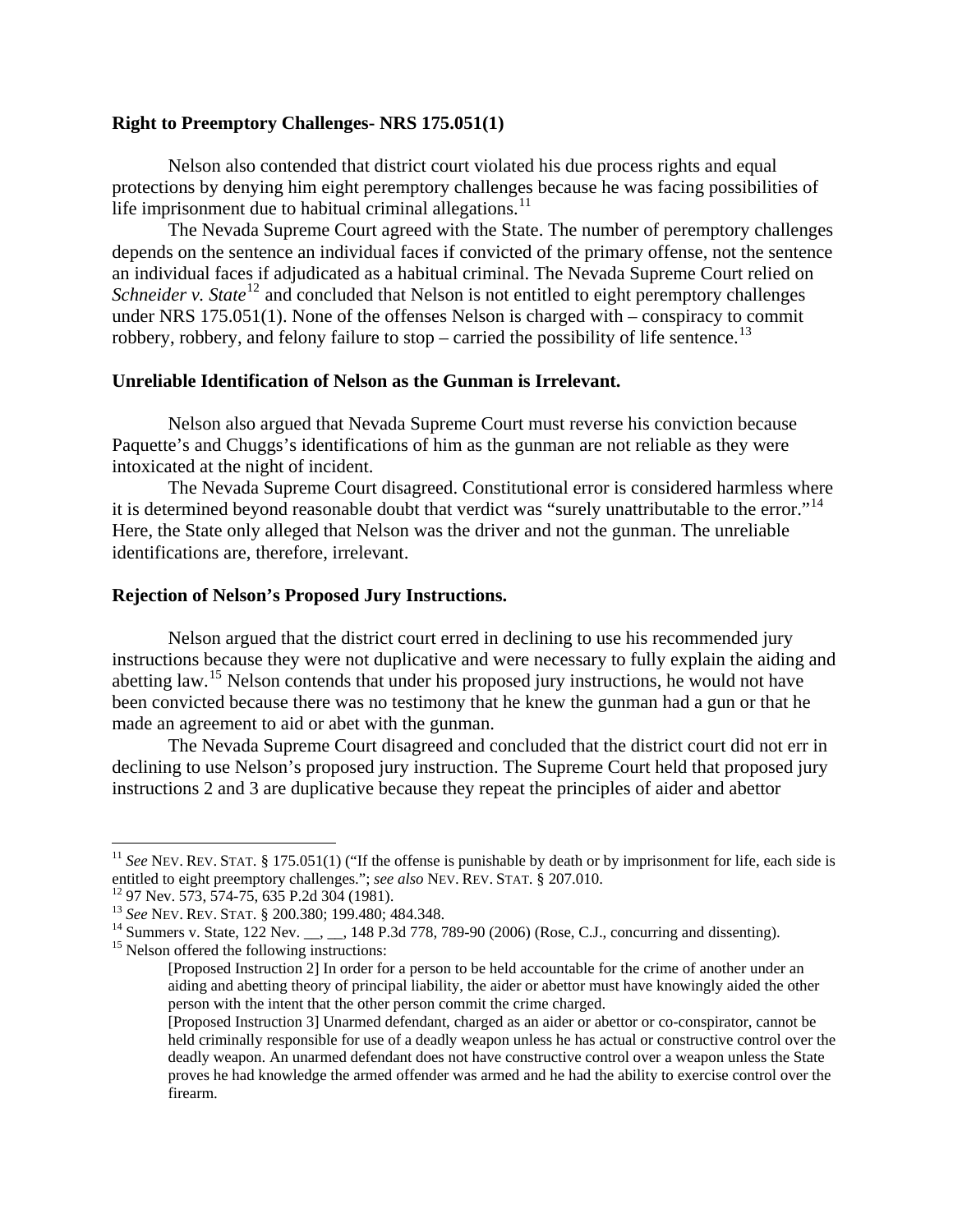**Right to Preemptory Challenges- NRS 175.051(1)**

Nelson also contended that district court violated his due process rights and equal protections by denying him eight peremptory challenges because he was facing possibilities of life imprisonment due to habitual criminal allegations.[11]

The Nevada Supreme Court agreed with the State. The number of peremptory challenges depends on the sentence an individual faces if convicted of the primary offense, not the sentence an individual faces if adjudicated as a habitual criminal. The Nevada Supreme Court relied on *Schneider v. State*[12] and concluded that Nelson is not entitled to eight peremptory challenges under NRS 175.051(1). None of the offenses Nelson is charged with – conspiracy to commit robbery, robbery, and felony failure to stop – carried the possibility of life sentence.[13]

**Unreliable Identification of Nelson as the Gunman is Irrelevant.**

Nelson also argued that Nevada Supreme Court must reverse his conviction because Paquette's and Chuggs's identifications of him as the gunman are not reliable as they were intoxicated at the night of incident.

The Nevada Supreme Court disagreed. Constitutional error is considered harmless where it is determined beyond reasonable doubt that verdict was "surely unattributable to the error."[14] Here, the State only alleged that Nelson was the driver and not the gunman. The unreliable identifications are, therefore, irrelevant.

**Rejection of Nelson's Proposed Jury Instructions.**

Nelson argued that the district court erred in declining to use his recommended jury instructions because they were not duplicative and were necessary to fully explain the aiding and abetting law.[15] Nelson contends that under his proposed jury instructions, he would not have been convicted because there was no testimony that he knew the gunman had a gun or that he made an agreement to aid or abet with the gunman.

The Nevada Supreme Court disagreed and concluded that the district court did not err in declining to use Nelson's proposed jury instruction. The Supreme Court held that proposed jury instructions 2 and 3 are duplicative because they repeat the principles of aider and abettor

---

[11] *See* NEV. REV. STAT. § 175.051(1) ("If the offense is punishable by death or by imprisonment for life, each side is entitled to eight preemptory challenges."; *see also* NEV. REV. STAT. § 207.010.

[12] 97 Nev. 573, 574-75, 635 P.2d 304 (1981).

[13] *See* NEV. REV. STAT. § 200.380; 199.480; 484.348.

[14] Summers v. State, 122 Nev. __, __, 148 P.3d 778, 789-90 (2006) (Rose, C.J., concurring and dissenting).

[15] Nelson offered the following instructions:

> [Proposed Instruction 2] In order for a person to be held accountable for the crime of another under an aiding and abetting theory of principal liability, the aider or abettor must have knowingly aided the other person with the intent that the other person commit the crime charged.
>
> [Proposed Instruction 3] Unarmed defendant, charged as an aider or abettor or co-conspirator, cannot be held criminally responsible for use of a deadly weapon unless he has actual or constructive control over the deadly weapon. An unarmed defendant does not have constructive control over a weapon unless the State proves he had knowledge the armed offender was armed and he had the ability to exercise control over the firearm.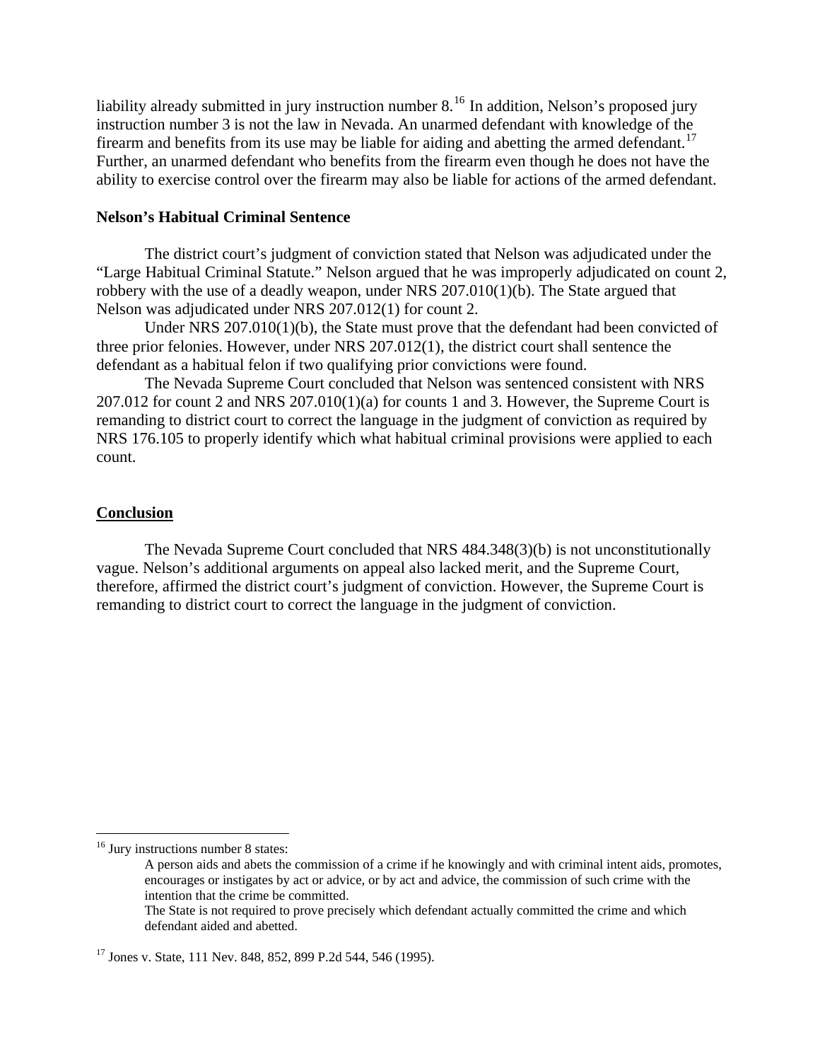liability already submitted in jury instruction number 8.[16] In addition, Nelson's proposed jury instruction number 3 is not the law in Nevada. An unarmed defendant with knowledge of the firearm and benefits from its use may be liable for aiding and abetting the armed defendant.[17] Further, an unarmed defendant who benefits from the firearm even though he does not have the ability to exercise control over the firearm may also be liable for actions of the armed defendant.

**Nelson's Habitual Criminal Sentence**

The district court's judgment of conviction stated that Nelson was adjudicated under the "Large Habitual Criminal Statute." Nelson argued that he was improperly adjudicated on count 2, robbery with the use of a deadly weapon, under NRS 207.010(1)(b). The State argued that Nelson was adjudicated under NRS 207.012(1) for count 2.

Under NRS 207.010(1)(b), the State must prove that the defendant had been convicted of three prior felonies. However, under NRS 207.012(1), the district court shall sentence the defendant as a habitual felon if two qualifying prior convictions were found.

The Nevada Supreme Court concluded that Nelson was sentenced consistent with NRS 207.012 for count 2 and NRS 207.010(1)(a) for counts 1 and 3. However, the Supreme Court is remanding to district court to correct the language in the judgment of conviction as required by NRS 176.105 to properly identify which what habitual criminal provisions were applied to each count.

**Conclusion**

The Nevada Supreme Court concluded that NRS 484.348(3)(b) is not unconstitutionally vague. Nelson's additional arguments on appeal also lacked merit, and the Supreme Court, therefore, affirmed the district court's judgment of conviction. However, the Supreme Court is remanding to district court to correct the language in the judgment of conviction.

---

[16] Jury instructions number 8 states:

> A person aids and abets the commission of a crime if he knowingly and with criminal intent aids, promotes, encourages or instigates by act or advice, or by act and advice, the commission of such crime with the intention that the crime be committed.
> The State is not required to prove precisely which defendant actually committed the crime and which defendant aided and abetted.

[17] Jones v. State, 111 Nev. 848, 852, 899 P.2d 544, 546 (1995).